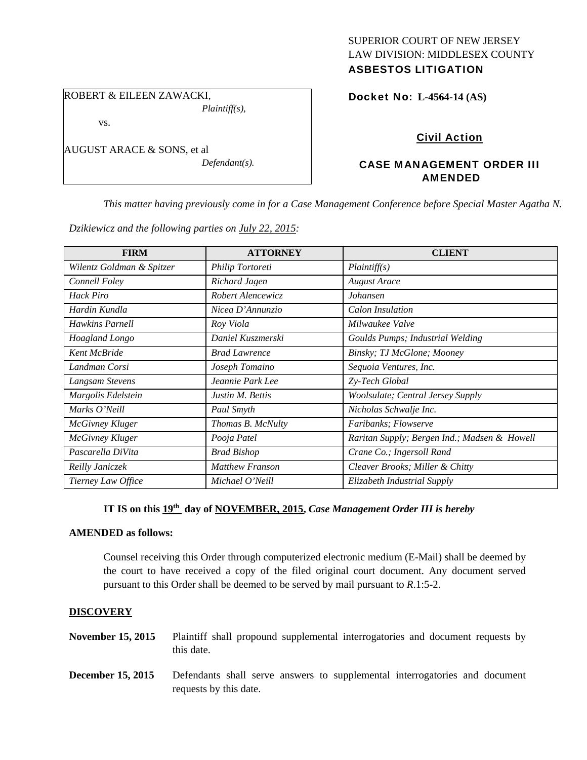SUPERIOR COURT OF NEW JERSEY
LAW DIVISION: MIDDLESEX COUNTY
**ASBESTOS LITIGATION**

ROBERT & EILEEN ZAWACKI,
*Plaintiff(s),*

vs.

AUGUST ARACE & SONS, et al
*Defendant(s).*

**Docket No: L-4564-14 (AS)**

**Civil Action**

**CASE MANAGEMENT ORDER III AMENDED**

*This matter having previously come in for a Case Management Conference before Special Master Agatha N. Dzikiewicz and the following parties on July 22, 2015:*

| FIRM | ATTORNEY | CLIENT |
|---|---|---|
| *Wilentz Goldman & Spitzer* | *Philip Tortoreti* | *Plaintiff(s)* |
| *Connell Foley* | *Richard Jagen* | *August Arace* |
| *Hack Piro* | *Robert Alencewicz* | *Johansen* |
| *Hardin Kundla* | *Nicea D'Annunzio* | *Calon Insulation* |
| *Hawkins Parnell* | *Roy Viola* | *Milwaukee Valve* |
| *Hoagland Longo* | *Daniel Kuszmerski* | *Goulds Pumps; Industrial Welding* |
| *Kent McBride* | *Brad Lawrence* | *Binsky; TJ McGlone; Mooney* |
| *Landman Corsi* | *Joseph Tomaino* | *Sequoia Ventures, Inc.* |
| *Langsam Stevens* | *Jeannie Park Lee* | *Zy-Tech Global* |
| *Margolis Edelstein* | *Justin M. Bettis* | *Woolsulate; Central Jersey Supply* |
| *Marks O'Neill* | *Paul Smyth* | *Nicholas Schwalje Inc.* |
| *McGivney Kluger* | *Thomas B. McNulty* | *Faribanks; Flowserve* |
| *McGivney Kluger* | *Pooja Patel* | *Raritan Supply; Bergen Ind.; Madsen & Howell* |
| *Pascarella DiVita* | *Brad Bishop* | *Crane Co.; Ingersoll Rand* |
| *Reilly Janiczek* | *Matthew Franson* | *Cleaver Brooks; Miller & Chitty* |
| *Tierney Law Office* | *Michael O'Neill* | *Elizabeth Industrial Supply* |

**IT IS on this 19th day of NOVEMBER, 2015,** ***Case Management Order III is hereby*** **AMENDED as follows:**

Counsel receiving this Order through computerized electronic medium (E-Mail) shall be deemed by the court to have received a copy of the filed original court document. Any document served pursuant to this Order shall be deemed to be served by mail pursuant to *R*.1:5-2.

## DISCOVERY

**November 15, 2015** Plaintiff shall propound supplemental interrogatories and document requests by this date.

**December 15, 2015** Defendants shall serve answers to supplemental interrogatories and document requests by this date.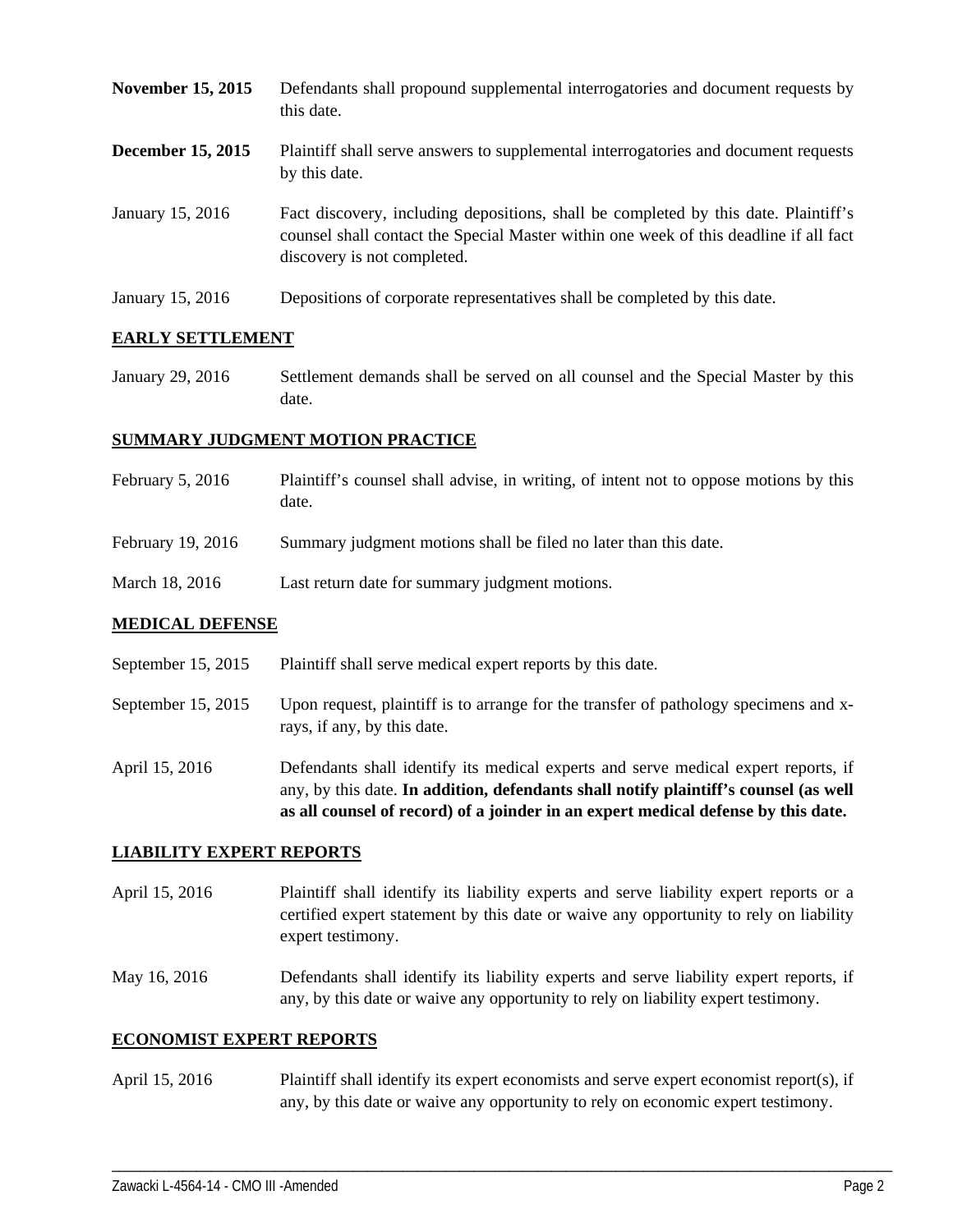**November 15, 2015** Defendants shall propound supplemental interrogatories and document requests by this date.

**December 15, 2015** Plaintiff shall serve answers to supplemental interrogatories and document requests by this date.

January 15, 2016 Fact discovery, including depositions, shall be completed by this date. Plaintiff's counsel shall contact the Special Master within one week of this deadline if all fact discovery is not completed.

January 15, 2016 Depositions of corporate representatives shall be completed by this date.

## EARLY SETTLEMENT

January 29, 2016 Settlement demands shall be served on all counsel and the Special Master by this date.

## SUMMARY JUDGMENT MOTION PRACTICE

February 5, 2016 Plaintiff's counsel shall advise, in writing, of intent not to oppose motions by this date.

February 19, 2016 Summary judgment motions shall be filed no later than this date.

March 18, 2016 Last return date for summary judgment motions.

## MEDICAL DEFENSE

September 15, 2015 Plaintiff shall serve medical expert reports by this date.

September 15, 2015 Upon request, plaintiff is to arrange for the transfer of pathology specimens and x-rays, if any, by this date.

April 15, 2016 Defendants shall identify its medical experts and serve medical expert reports, if any, by this date. **In addition, defendants shall notify plaintiff's counsel (as well as all counsel of record) of a joinder in an expert medical defense by this date.**

## LIABILITY EXPERT REPORTS

April 15, 2016 Plaintiff shall identify its liability experts and serve liability expert reports or a certified expert statement by this date or waive any opportunity to rely on liability expert testimony.

May 16, 2016 Defendants shall identify its liability experts and serve liability expert reports, if any, by this date or waive any opportunity to rely on liability expert testimony.

## ECONOMIST EXPERT REPORTS

April 15, 2016 Plaintiff shall identify its expert economists and serve expert economist report(s), if any, by this date or waive any opportunity to rely on economic expert testimony.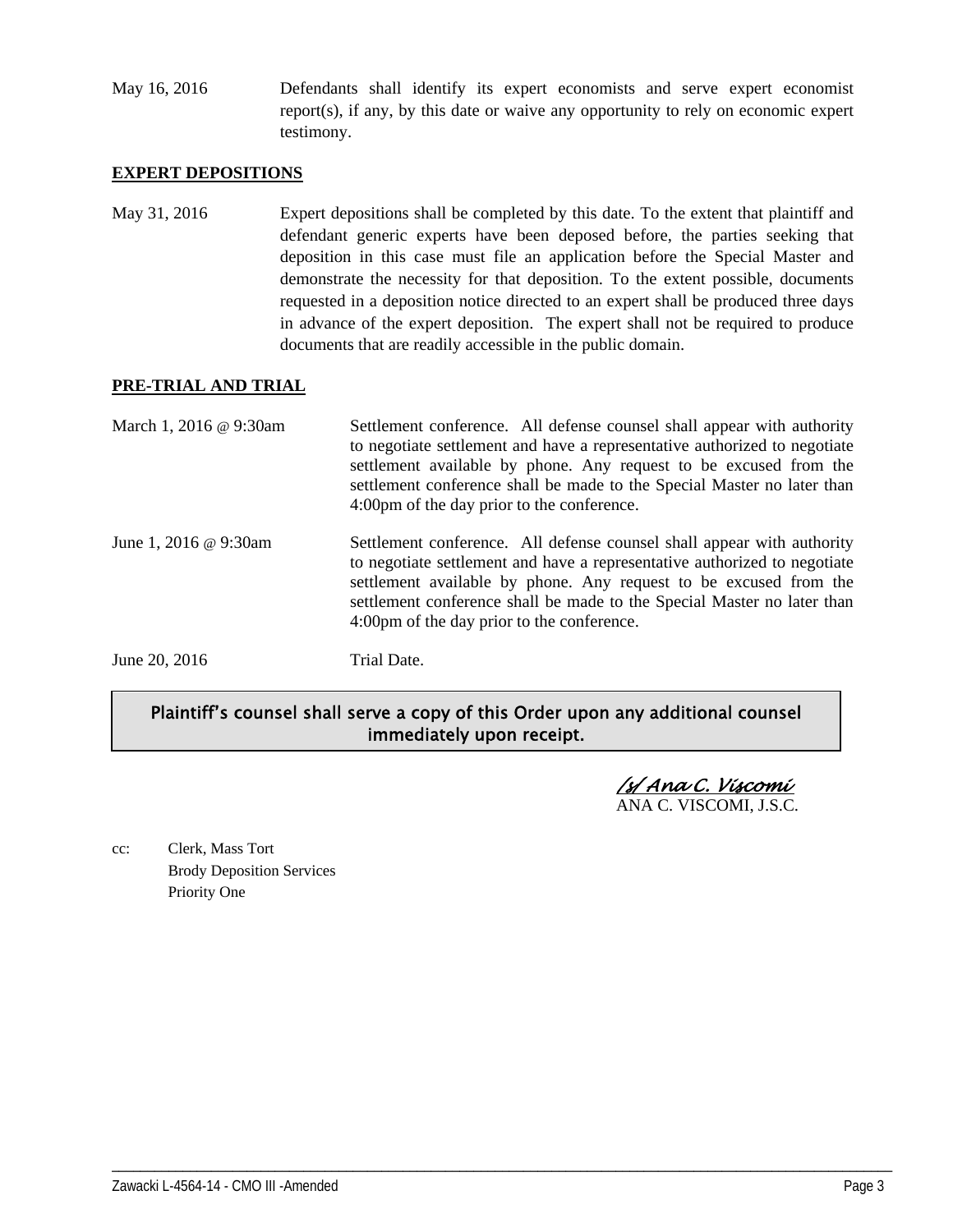May 16, 2016 Defendants shall identify its expert economists and serve expert economist report(s), if any, by this date or waive any opportunity to rely on economic expert testimony.

**EXPERT DEPOSITIONS**

May 31, 2016 Expert depositions shall be completed by this date. To the extent that plaintiff and defendant generic experts have been deposed before, the parties seeking that deposition in this case must file an application before the Special Master and demonstrate the necessity for that deposition. To the extent possible, documents requested in a deposition notice directed to an expert shall be produced three days in advance of the expert deposition. The expert shall not be required to produce documents that are readily accessible in the public domain.

**PRE-TRIAL AND TRIAL**

March 1, 2016 @ 9:30am Settlement conference. All defense counsel shall appear with authority to negotiate settlement and have a representative authorized to negotiate settlement available by phone. Any request to be excused from the settlement conference shall be made to the Special Master no later than 4:00pm of the day prior to the conference.

June 1, 2016 @ 9:30am Settlement conference. All defense counsel shall appear with authority to negotiate settlement and have a representative authorized to negotiate settlement available by phone. Any request to be excused from the settlement conference shall be made to the Special Master no later than 4:00pm of the day prior to the conference.

June 20, 2016 Trial Date.

**Plaintiff's counsel shall serve a copy of this Order upon any additional counsel immediately upon receipt.**

*/s/ Ana C. Viscomi*
ANA C. VISCOMI, J.S.C.

cc: Clerk, Mass Tort
Brody Deposition Services
Priority One